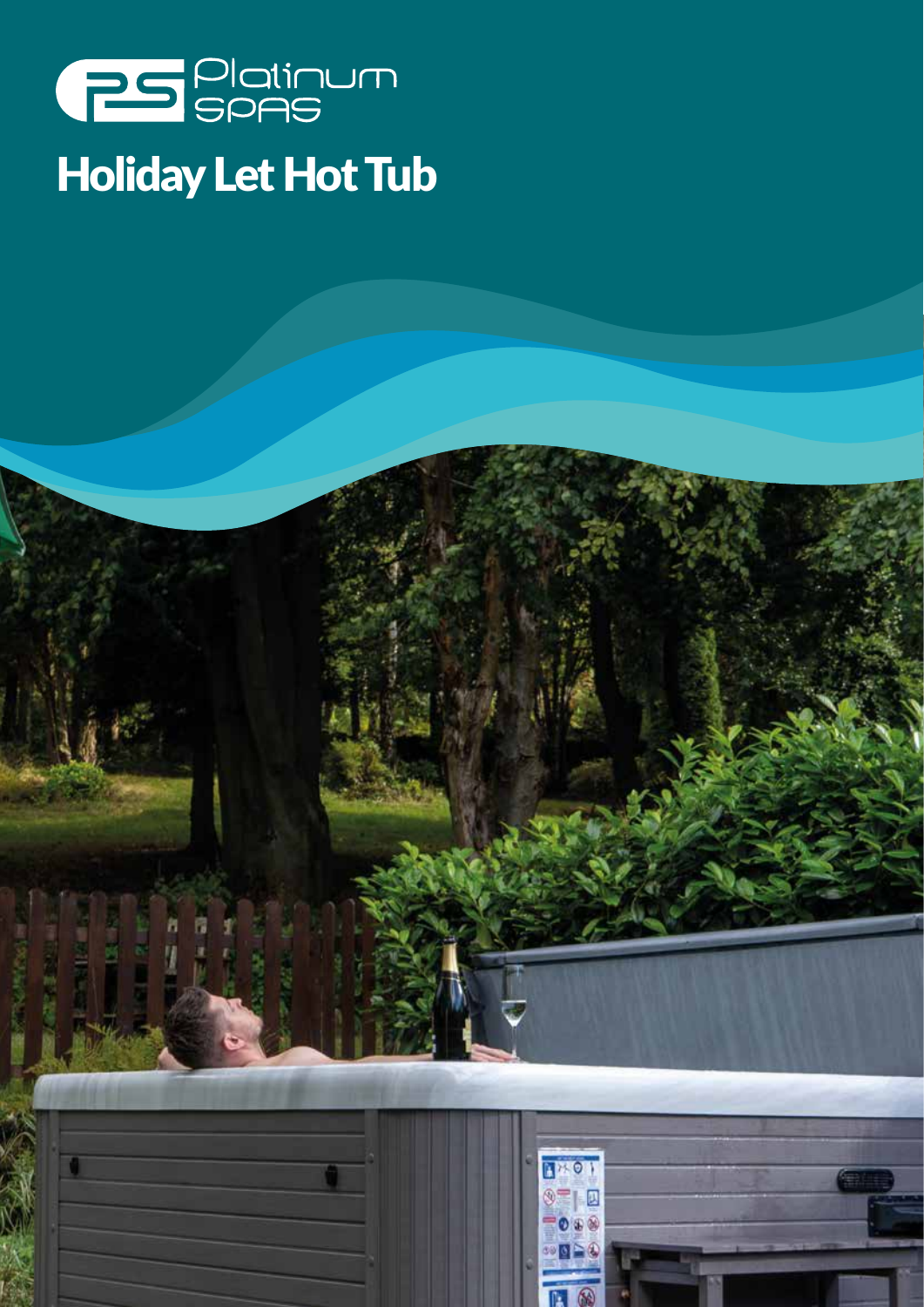Platinum SPAS

# Holiday Let Hot Tub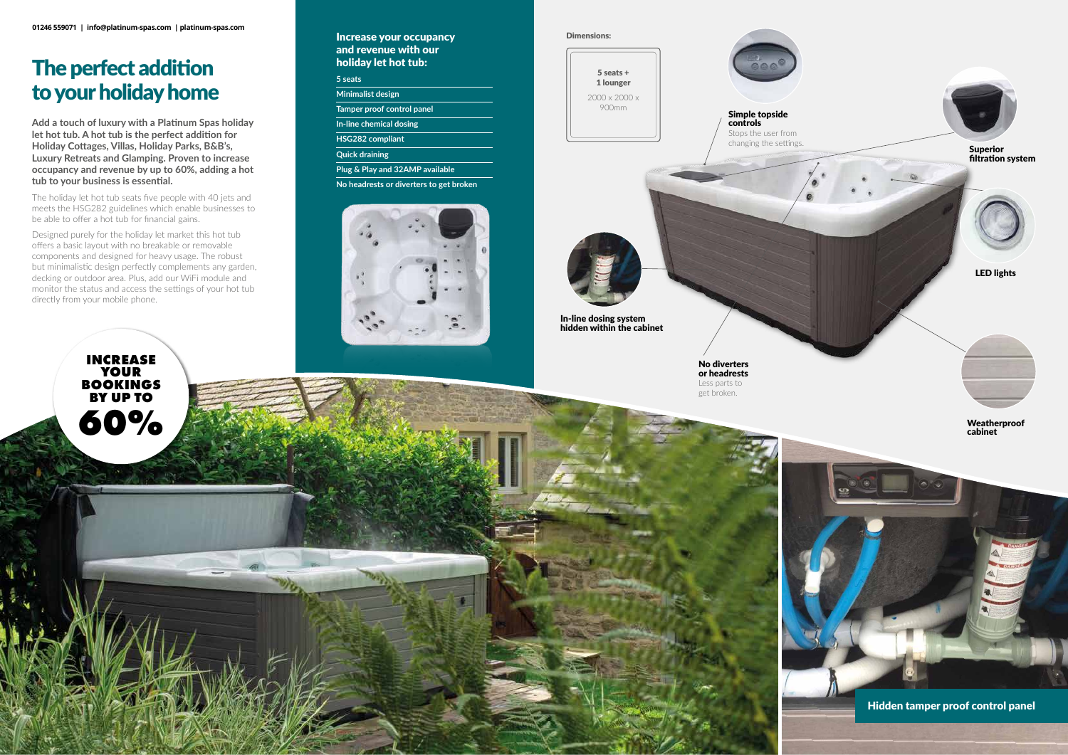01246 559071 | info@platinum-spas.com | platinum-spas.com

# The perfect addition to your holiday home

**Add a touch of luxury with a Platinum Spas holiday let hot tub. A hot tub is the perfect addition for Holiday Cottages, Villas, Holiday Parks, B&B's, Luxury Retreats and Glamping. Proven to increase occupancy and revenue by up to 60%, adding a hot tub to your business is essential.**

The holiday let hot tub seats five people with 40 jets and meets the HSG282 guidelines which enable businesses to be able to offer a hot tub for financial gains.

Designed purely for the holiday let market this hot tub offers a basic layout with no breakable or removable components and designed for heavy usage. The robust but minimalistic design perfectly complements any garden, decking or outdoor area. Plus, add our WiFi module and monitor the status and access the settings of your hot tub directly from your mobile phone.

**INCREASE YOUR BOOKINGS BY UP TO 60%**

## Increase your occupancy and revenue with our holiday let hot tub:

- 5 seats
- Minimalist design
- Tamper proof control panel
- In-line chemical dosing
- HSG282 compliant
- Quick draining
- Plug & Play and 32AMP available
- No headrests or diverters to get broken

**Dimensions:**

**5 seats + 1 lounger**

2000 x 2000 x 900mm

**Simple topside controls**
Stops the user from changing the settings.

**Superior filtration system**

**LED lights**

**In-line dosing system hidden within the cabinet**

**No diverters or headrests**
Less parts to get broken.

**Weatherproof cabinet**

**Hidden tamper proof control panel**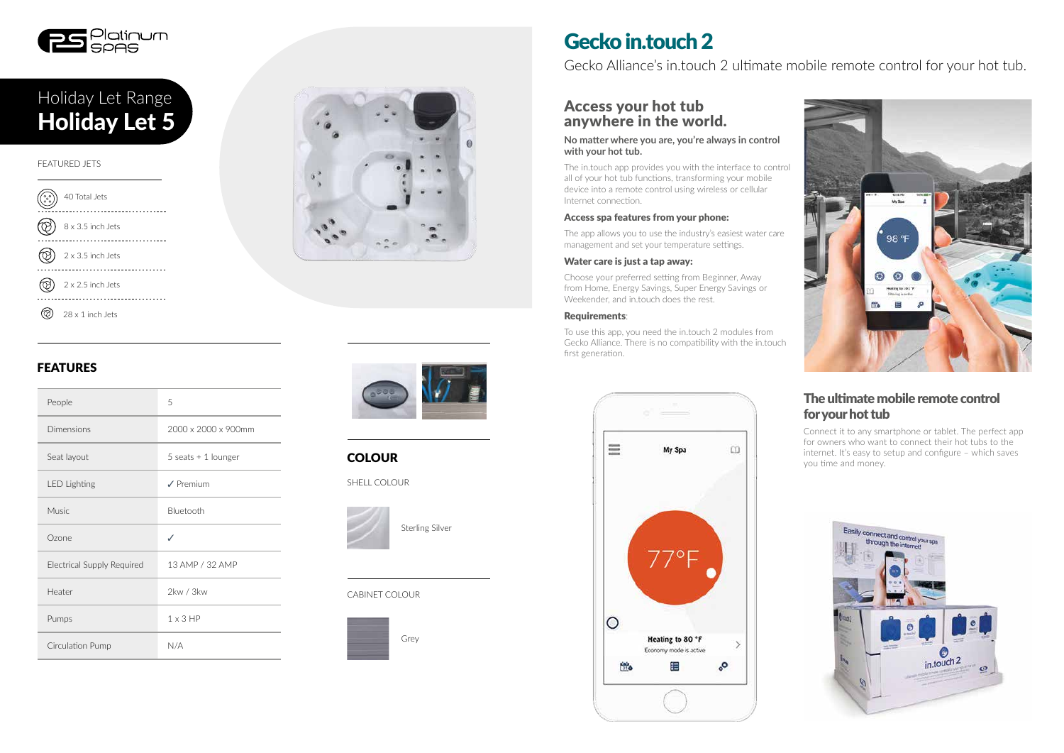Holiday Let Range

# Holiday Let 5

FEATURED JETS

- 40 Total Jets
- 8 x 3.5 inch Jets
- 2 x 3.5 inch Jets
- 2 x 2.5 inch Jets
- 28 x 1 inch Jets

## FEATURES

| | |
|---|---|
| People | 5 |
| Dimensions | 2000 x 2000 x 900mm |
| Seat layout | 5 seats + 1 lounger |
| LED Lighting | ✓ Premium |
| Music | Bluetooth |
| Ozone | ✓ |
| Electrical Supply Required | 13 AMP / 32 AMP |
| Heater | 2kw / 3kw |
| Pumps | 1 x 3 HP |
| Circulation Pump | N/A |

## COLOUR

SHELL COLOUR

Sterling Silver

CABINET COLOUR

Grey

# Gecko in.touch 2

Gecko Alliance's in.touch 2 ultimate mobile remote control for your hot tub.

## Access your hot tub anywhere in the world.

**No matter where you are, you're always in control with your hot tub.**

The in.touch app provides you with the interface to control all of your hot tub functions, transforming your mobile device into a remote control using wireless or cellular Internet connection.

**Access spa features from your phone:**

The app allows you to use the industry's easiest water care management and set your temperature settings.

**Water care is just a tap away:**

Choose your preferred setting from Beginner, Away from Home, Energy Savings, Super Energy Savings or Weekender, and in.touch does the rest.

**Requirements**:

To use this app, you need the in.touch 2 modules from Gecko Alliance. There is no compatibility with the in.touch first generation.

## The ultimate mobile remote control for your hot tub

Connect it to any smartphone or tablet. The perfect app for owners who want to connect their hot tubs to the internet. It's easy to setup and configure – which saves you time and money.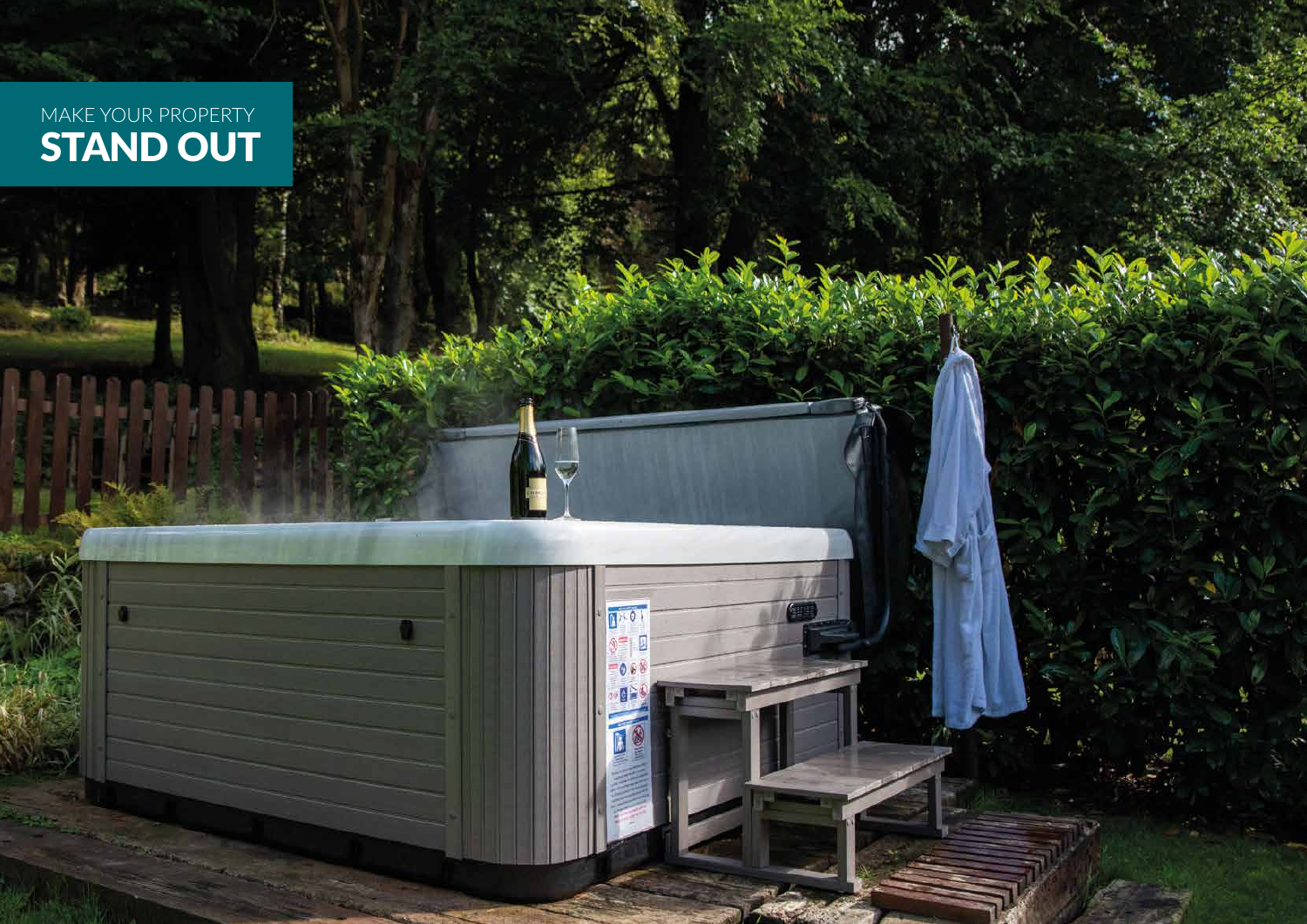MAKE YOUR PROPERTY

# STAND OUT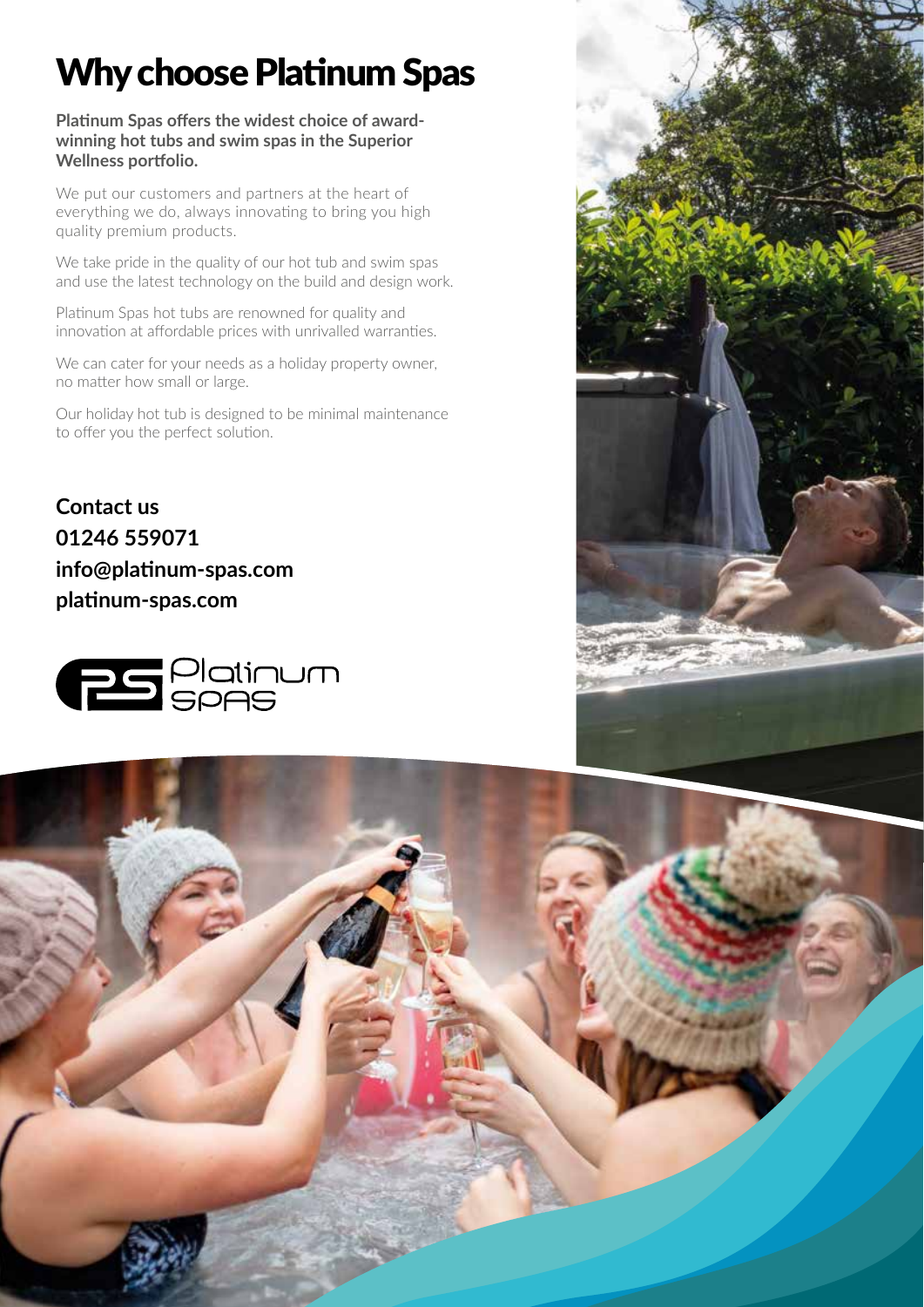# Why choose Platinum Spas

**Platinum Spas offers the widest choice of award-winning hot tubs and swim spas in the Superior Wellness portfolio.**

We put our customers and partners at the heart of everything we do, always innovating to bring you high quality premium products.

We take pride in the quality of our hot tub and swim spas and use the latest technology on the build and design work.

Platinum Spas hot tubs are renowned for quality and innovation at affordable prices with unrivalled warranties.

We can cater for your needs as a holiday property owner, no matter how small or large.

Our holiday hot tub is designed to be minimal maintenance to offer you the perfect solution.

**Contact us**
**01246 559071**
**info@platinum-spas.com**
**platinum-spas.com**

Platinum SPAS